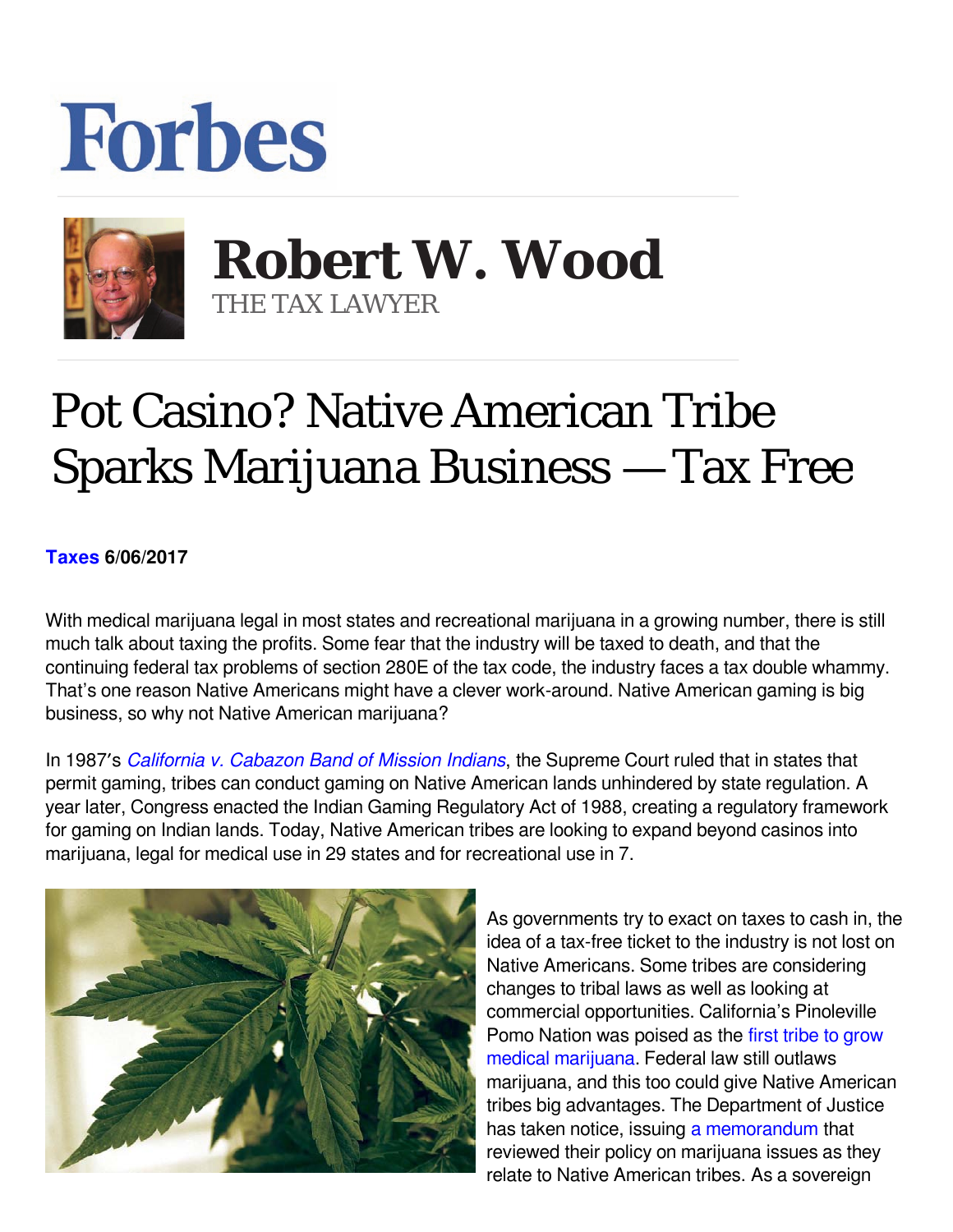# Forbes

## Robert W. Wood

THE TAX LAWYER

# Pot Casino? Native American Tribe Sparks Marijuana Business — Tax Free

**Taxes 6/06/2017**

With medical marijuana legal in most states and recreational marijuana in a growing number, there is still much talk about taxing the profits. Some fear that the industry will be taxed to death, and that the continuing federal tax problems of section 280E of the tax code, the industry faces a tax double whammy. That's one reason Native Americans might have a clever work-around. Native American gaming is big business, so why not Native American marijuana?

In 1987's *California v. Cabazon Band of Mission Indians*, the Supreme Court ruled that in states that permit gaming, tribes can conduct gaming on Native American lands unhindered by state regulation. A year later, Congress enacted the Indian Gaming Regulatory Act of 1988, creating a regulatory framework for gaming on Indian lands. Today, Native American tribes are looking to expand beyond casinos into marijuana, legal for medical use in 29 states and for recreational use in 7.

As governments try to exact on taxes to cash in, the idea of a tax-free ticket to the industry is not lost on Native Americans. Some tribes are considering changes to tribal laws as well as looking at commercial opportunities. California's Pinoleville Pomo Nation was poised as the first tribe to grow medical marijuana. Federal law still outlaws marijuana, and this too could give Native American tribes big advantages. The Department of Justice has taken notice, issuing a memorandum that reviewed their policy on marijuana issues as they relate to Native American tribes. As a sovereign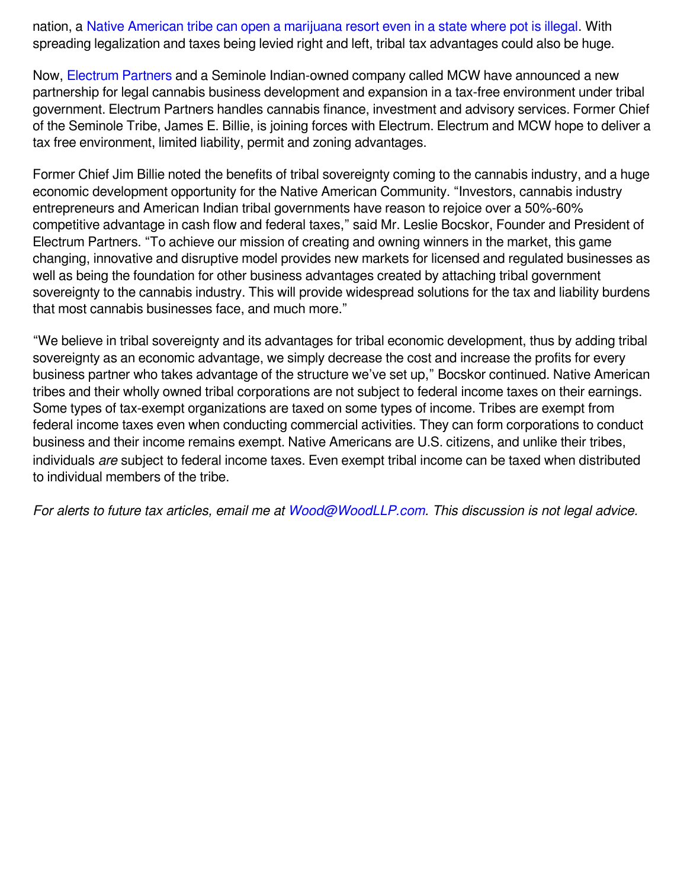nation, a Native American tribe can open a marijuana resort even in a state where pot is illegal. With spreading legalization and taxes being levied right and left, tribal tax advantages could also be huge.

Now, Electrum Partners and a Seminole Indian-owned company called MCW have announced a new partnership for legal cannabis business development and expansion in a tax-free environment under tribal government. Electrum Partners handles cannabis finance, investment and advisory services. Former Chief of the Seminole Tribe, James E. Billie, is joining forces with Electrum. Electrum and MCW hope to deliver a tax free environment, limited liability, permit and zoning advantages.

Former Chief Jim Billie noted the benefits of tribal sovereignty coming to the cannabis industry, and a huge economic development opportunity for the Native American Community. "Investors, cannabis industry entrepreneurs and American Indian tribal governments have reason to rejoice over a 50%-60% competitive advantage in cash flow and federal taxes," said Mr. Leslie Bocskor, Founder and President of Electrum Partners. "To achieve our mission of creating and owning winners in the market, this game changing, innovative and disruptive model provides new markets for licensed and regulated businesses as well as being the foundation for other business advantages created by attaching tribal government sovereignty to the cannabis industry. This will provide widespread solutions for the tax and liability burdens that most cannabis businesses face, and much more."

"We believe in tribal sovereignty and its advantages for tribal economic development, thus by adding tribal sovereignty as an economic advantage, we simply decrease the cost and increase the profits for every business partner who takes advantage of the structure we've set up," Bocskor continued. Native American tribes and their wholly owned tribal corporations are not subject to federal income taxes on their earnings. Some types of tax-exempt organizations are taxed on some types of income. Tribes are exempt from federal income taxes even when conducting commercial activities. They can form corporations to conduct business and their income remains exempt. Native Americans are U.S. citizens, and unlike their tribes, individuals *are* subject to federal income taxes. Even exempt tribal income can be taxed when distributed to individual members of the tribe.

*For alerts to future tax articles, email me at Wood@WoodLLP.com. This discussion is not legal advice.*